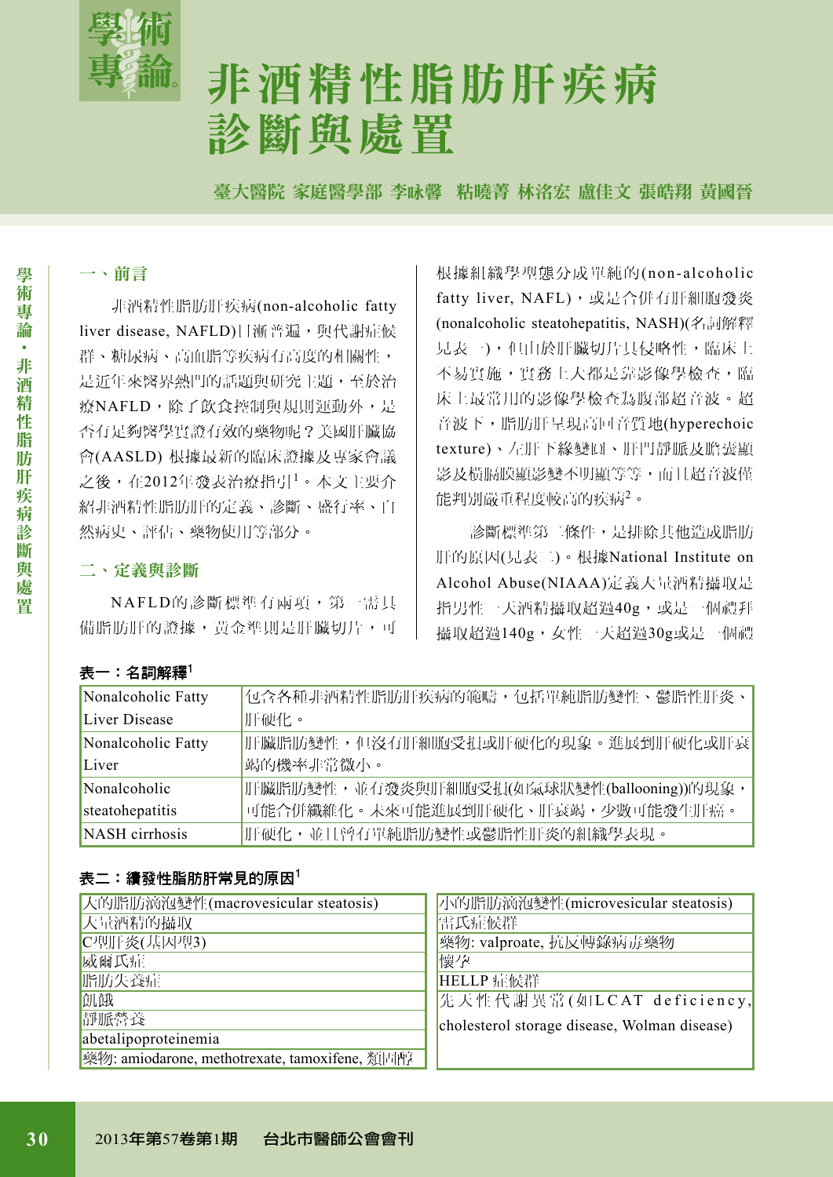# 非酒精性脂肪肝疾病診斷與處置

臺大醫院 家庭醫學部 李咏馨　粘曉菁 林洺宏 盧佳文 張皓翔 黃國晉

## 一、前言

非酒精性脂肪肝疾病(non-alcoholic fatty liver disease, NAFLD)日漸普遍，與代謝症候群、糖尿病、高血脂等疾病有高度的相關性，是近年來醫界熱門的話題與研究主題，至於治療NAFLD，除了飲食控制與規則運動外，是否有足夠醫學實證有效的藥物呢？美國肝臟協會(AASLD) 根據最新的臨床證據及專家會議之後，在2012年發表治療指引[1]。本文主要介紹非酒精性脂肪肝的定義、診斷、盛行率、自然病史、評估、藥物使用等部分。

## 二、定義與診斷

NAFLD的診斷標準有兩項，第一需具備脂肪肝的證據，黃金準則是肝臟切片，可根據組織學型態分成單純的(non-alcoholic fatty liver, NAFL)，或是合併有肝細胞發炎(nonalcoholic steatohepatitis, NASH)(名詞解釋見表一)，但由於肝臟切片具侵略性，臨床上不易實施，實務上大都是靠影像學檢查，臨床上最常用的影像學檢查為腹部超音波。超音波下，脂肪肝呈現高回音質地(hyperechoic texture)、左肝下緣變圓、肝門靜脈及膽囊顯影及橫膈膜顯影變不明顯等等，而且超音波僅能判別嚴重程度較高的疾病[2]。

診斷標準第二條件，是排除其他造成脂肪肝的原因(見表二)。根據National Institute on Alcohol Abuse(NIAAA)定義大量酒精攝取是指男性一天酒精攝取超過40g，或是一個禮拜攝取超過140g，女性一天超過30g或是一個禮

**表一：名詞解釋[1]**

| | |
|---|---|
| Nonalcoholic Fatty Liver Disease | 包含各種非酒精性脂肪肝疾病的範疇，包括單純脂肪變性、鬱脂性肝炎、肝硬化。 |
| Nonalcoholic Fatty Liver | 肝臟脂肪變性，但沒有肝細胞受損或肝硬化的現象。進展到肝硬化或肝衰竭的機率非常微小。 |
| Nonalcoholic steatohepatitis | 肝臟脂肪變性，並有發炎與肝細胞受損(如氣球狀變性(ballooning))的現象，可能合併纖維化。未來可能進展到肝硬化、肝衰竭，少數可能發生肝癌。 |
| NASH cirrhosis | 肝硬化，並且曾有單純脂肪變性或鬱脂性肝炎的組織學表現。 |

**表二：續發性脂肪肝常見的原因[1]**

| 大的脂肪滴泡變性(macrovesicular steatosis) | 小的脂肪滴泡變性(microvesicular steatosis) |
|---|---|
| 大量酒精的攝取 | 雷氏症候群 |
| C型肝炎(基因型3) | 藥物: valproate, 抗反轉錄病毒藥物 |
| 威爾氏症 | 懷孕 |
| 脂肪失養症 | HELLP 症候群 |
| 飢餓 | 先天性代謝異常(如LCAT deficiency, cholesterol storage disease, Wolman disease) |
| 靜脈營養 | |
| abetalipoproteinemia | |
| 藥物: amiodarone, methotrexate, tamoxifene, 類固醇 | |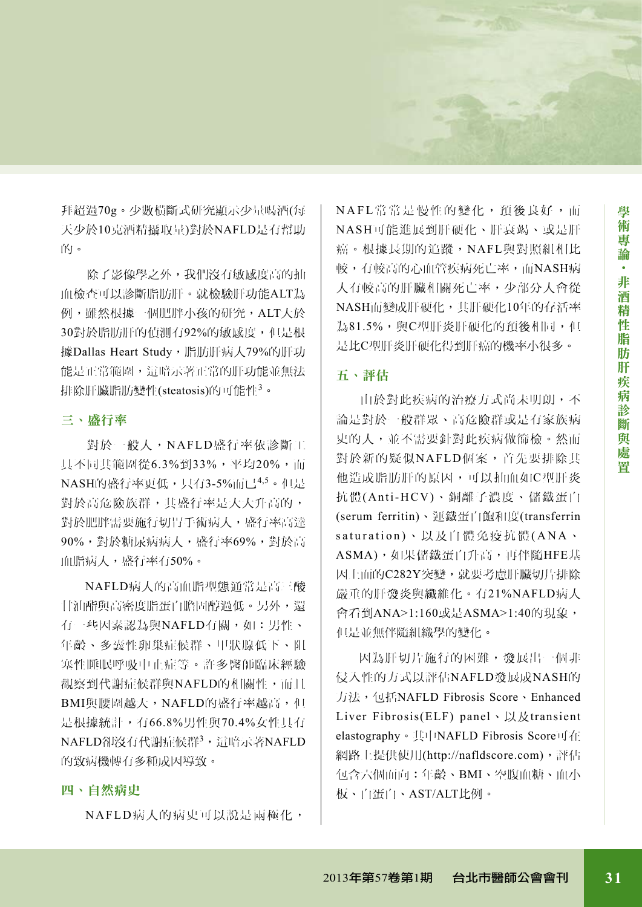拜超過70g。少數橫斷式研究顯示少量喝酒(每天少於10克酒精攝取量)對於NAFLD是有幫助的。

除了影像學之外，我們沒有敏感度高的抽血檢查可以診斷脂肪肝。就檢驗肝功能ALT為例，雖然根據一個肥胖小孩的研究，ALT大於30對於脂肪肝的偵測有92%的敏感度，但是根據Dallas Heart Study，脂肪肝病人79%的肝功能是正常範圍，這暗示著正常的肝功能並無法排除肝臟脂肪變性(steatosis)的可能性[3]。

## 三、盛行率

對於一般人，NAFLD盛行率依診斷工具不同其範圍從6.3%到33%，平均20%，而NASH的盛行率更低，只有3-5%而已[4,5]。但是對於高危險族群，其盛行率是大大升高的，對於肥胖需要施行切胃手術病人，盛行率高達90%，對於糖尿病病人，盛行率69%，對於高血脂病人，盛行率有50%。

NAFLD病人的高血脂型態通常是高三酸甘油酯與高密度脂蛋白膽固醇過低。另外，還有一些因素認為與NAFLD有關，如：男性、年齡、多囊性卵巢症候群、甲狀腺低下、阻塞性睡眠呼吸中止症等。許多醫師臨床經驗觀察到代謝症候群與NAFLD的相關性，而且BMI與腰圍越大，NAFLD的盛行率越高，但是根據統計，有66.8%男性與70.4%女性具有NAFLD卻沒有代謝症候群[5]，這暗示著NAFLD的致病機轉有多種成因導致。

## 四、自然病史

NAFLD病人的病史可以說是兩極化，NAFL常常是慢性的變化，預後良好，而NASH可能進展到肝硬化、肝衰竭、或是肝癌。根據長期的追蹤，NAFL與對照組相比較，有較高的心血管疾病死亡率，而NASH病人有較高的肝臟相關死亡率，少部分人會從NASH而變成肝硬化，其肝硬化10年的存活率為81.5%，與C型肝炎肝硬化的預後相同，但是比C型肝炎肝硬化得到肝癌的機率小很多。

## 五、評估

由於對此疾病的治療方式尚未明朗，不論是對於一般群眾、高危險群或是有家族病史的人，並不需要針對此疾病做篩檢。然而對於新的疑似NAFLD個案，首先要排除其他造成脂肪肝的原因，可以抽血如C型肝炎抗體(Anti-HCV)、銅離子濃度、儲鐵蛋白(serum ferritin)、運鐵蛋白飽和度(transferrin saturation)、以及自體免疫抗體(ANA、ASMA)，如果儲鐵蛋白升高，再伴隨HFE基因上面的C282Y突變，就要考慮肝臟切片排除嚴重的肝發炎與纖維化。有21%NAFLD病人會看到ANA>1:160或是ASMA>1:40的現象，但是並無伴隨組織學的變化。

因為肝切片施行的困難，發展出一個非侵入性的方式以評估NAFLD發展成NASH的方法，包括NAFLD Fibrosis Score、Enhanced Liver Fibrosis(ELF) panel、以及transient elastography。其中NAFLD Fibrosis Score可在網路上提供使用(http://nafldscore.com)，評估包含六個面向：年齡、BMI、空腹血糖、血小板、白蛋白、AST/ALT比例。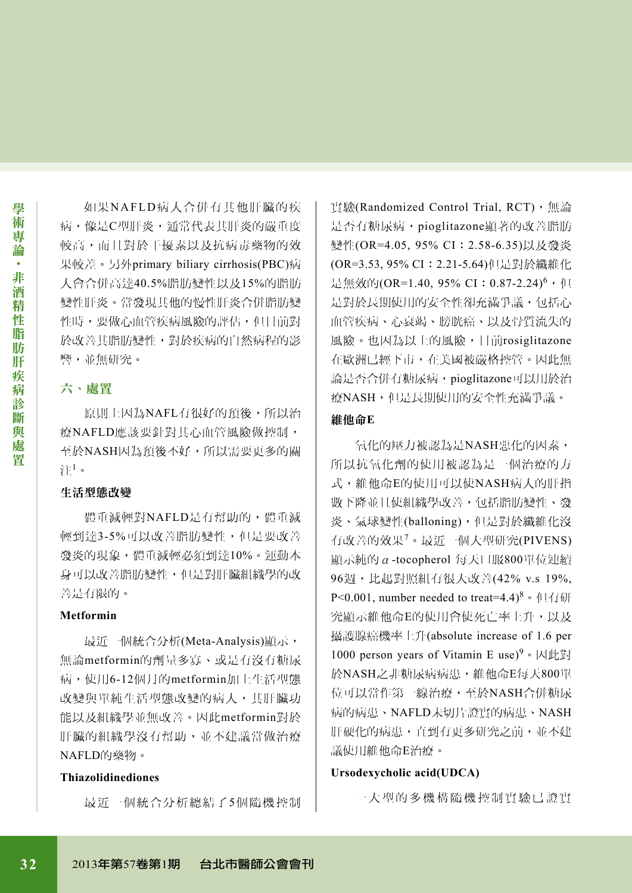如果NAFLD病人合併有其他肝臟的疾病，像是C型肝炎，通常代表其肝炎的嚴重度較高，而且對於干擾素以及抗病毒藥物的效果較差。另外primary biliary cirrhosis(PBC)病人會合併高達40.5%脂肪變性以及15%的脂肪變性肝炎。當發現其他的慢性肝炎合併脂肪變性時，要做心血管疾病風險的評估，但目前對於改善其脂肪變性，對於疾病的自然病程的影響，並無研究。

## 六、處置

原則上因為NAFL有很好的預後，所以治療NAFLD應該要針對其心血管風險做控制，至於NASH因為預後不好，所以需要更多的關注[1]。

### 生活型態改變

體重減輕對NAFLD是有幫助的，體重減輕到達3-5%可以改善脂肪變性，但是要改善發炎的現象，體重減輕必須到達10%。運動本身可以改善脂肪變性，但是對肝臟組織學的改善是有限的。

### Metformin

最近一個統合分析(Meta-Analysis)顯示，無論metformin的劑量多寡、或是有沒有糖尿病，使用6-12個月的metformin加上生活型態改變與單純生活型態改變的病人，其肝臟功能以及組織學並無改善。因此metformin對於肝臟的組織學沒有幫助，並不建議當做治療NAFLD的藥物。

### Thiazolidinediones

最近一個統合分析總結了5個隨機控制實驗(Randomized Control Trial, RCT)，無論是否有糖尿病，pioglitazone顯著的改善脂肪變性(OR=4.05, 95% CI：2.58-6.35)以及發炎(OR=3.53, 95% CI：2.21-5.64)但是對於纖維化是無效的(OR=1.40, 95% CI：0.87-2.24)[6]，但是對於長期使用的安全性卻充滿爭議，包括心血管疾病、心衰竭、膀胱癌、以及骨質流失的風險。也因為以上的風險，目前rosiglitazone在歐洲已經下市，在美國被嚴格控管。因此無論是否合併有糖尿病，pioglitazone可以用於治療NASH，但是長期使用的安全性充滿爭議。

### 維他命E

氧化的壓力被認為是NASH惡化的因素，所以抗氧化劑的使用被認為是一個治療的方式，維他命E的使用可以使NASH病人的肝指數下降並且使組織學改善，包括脂肪變性、發炎、氣球變性(balloning)，但是對於纖維化沒有改善的效果[7]。最近一個大型研究(PIVENS)顯示純的$\alpha$-tocopherol 每天口服800單位連續96週，比起對照組有很大改善(42% v.s 19%, P<0.001, number needed to treat=4.4)[8]。但有研究顯示維他命E的使用會使死亡率上升，以及攝護腺癌機率上升(absolute increase of 1.6 per 1000 person years of Vitamin E use)[9]。因此對於NASH之非糖尿病病患，維他命E每天800單位可以當作第一線治療，至於NASH合併糖尿病的病患、NAFLD未切片證實的病患、NASH肝硬化的病患，直到有更多研究之前，並不建議使用維他命E治療。

### Ursodexycholic acid(UDCA)

一大型的多機構隨機控制實驗已證實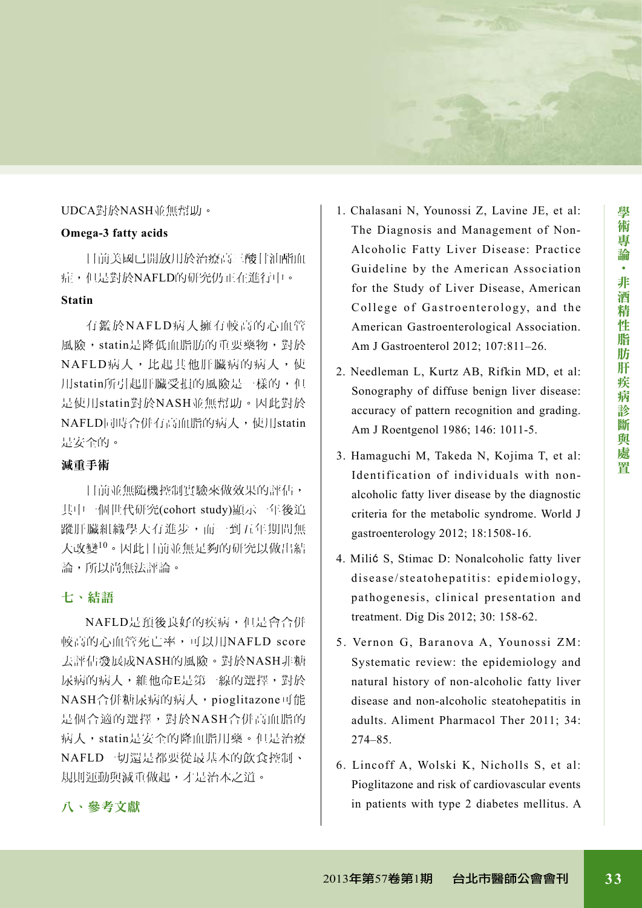UDCA對於NASH並無幫助。

**Omega-3 fatty acids**

目前美國已開放用於治療高三酸甘油酯血症，但是對於NAFLD的研究仍正在進行中。

**Statin**

有鑑於NAFLD病人擁有較高的心血管風險，statin是降低血脂肪的重要藥物，對於NAFLD病人，比起其他肝臟病的病人，使用statin所引起肝臟受損的風險是一樣的，但是使用statin對於NASH並無幫助。因此對於NAFLD同時合併有高血脂的病人，使用statin是安全的。

**減重手術**

目前並無隨機控制實驗來做效果的評估，其中一個世代研究(cohort study)顯示一年後追蹤肝臟組織學大有進步，而一到五年期間無大改變[10]。因此目前並無足夠的研究以做出結論，所以尚無法評論。

## 七、結語

NAFLD是預後良好的疾病，但是會合併較高的心血管死亡率，可以用NAFLD score去評估發展成NASH的風險。對於NASH非糖尿病的病人，維他命E是第一線的選擇，對於NASH合併糖尿病的病人，pioglitazone可能是個合適的選擇，對於NASH合併高血脂的病人，statin是安全的降血脂用藥。但是治療NAFLD一切還是都要從最基本的飲食控制、規則運動與減重做起，才是治本之道。

## 八、參考文獻

1. Chalasani N, Younossi Z, Lavine JE, et al: The Diagnosis and Management of Non-Alcoholic Fatty Liver Disease: Practice Guideline by the American Association for the Study of Liver Disease, American College of Gastroenterology, and the American Gastroenterological Association. Am J Gastroenterol 2012; 107:811–26.
2. Needleman L, Kurtz AB, Rifkin MD, et al: Sonography of diffuse benign liver disease: accuracy of pattern recognition and grading. Am J Roentgenol 1986; 146: 1011-5.
3. Hamaguchi M, Takeda N, Kojima T, et al: Identification of individuals with non-alcoholic fatty liver disease by the diagnostic criteria for the metabolic syndrome. World J gastroenterology 2012; 18:1508-16.
4. Milić S, Stimac D: Nonalcoholic fatty liver disease/steatohepatitis: epidemiology, pathogenesis, clinical presentation and treatment. Dig Dis 2012; 30: 158-62.
5. Vernon G, Baranova A, Younossi ZM: Systematic review: the epidemiology and natural history of non-alcoholic fatty liver disease and non-alcoholic steatohepatitis in adults. Aliment Pharmacol Ther 2011; 34: 274–85.
6. Lincoff A, Wolski K, Nicholls S, et al: Pioglitazone and risk of cardiovascular events in patients with type 2 diabetes mellitus. A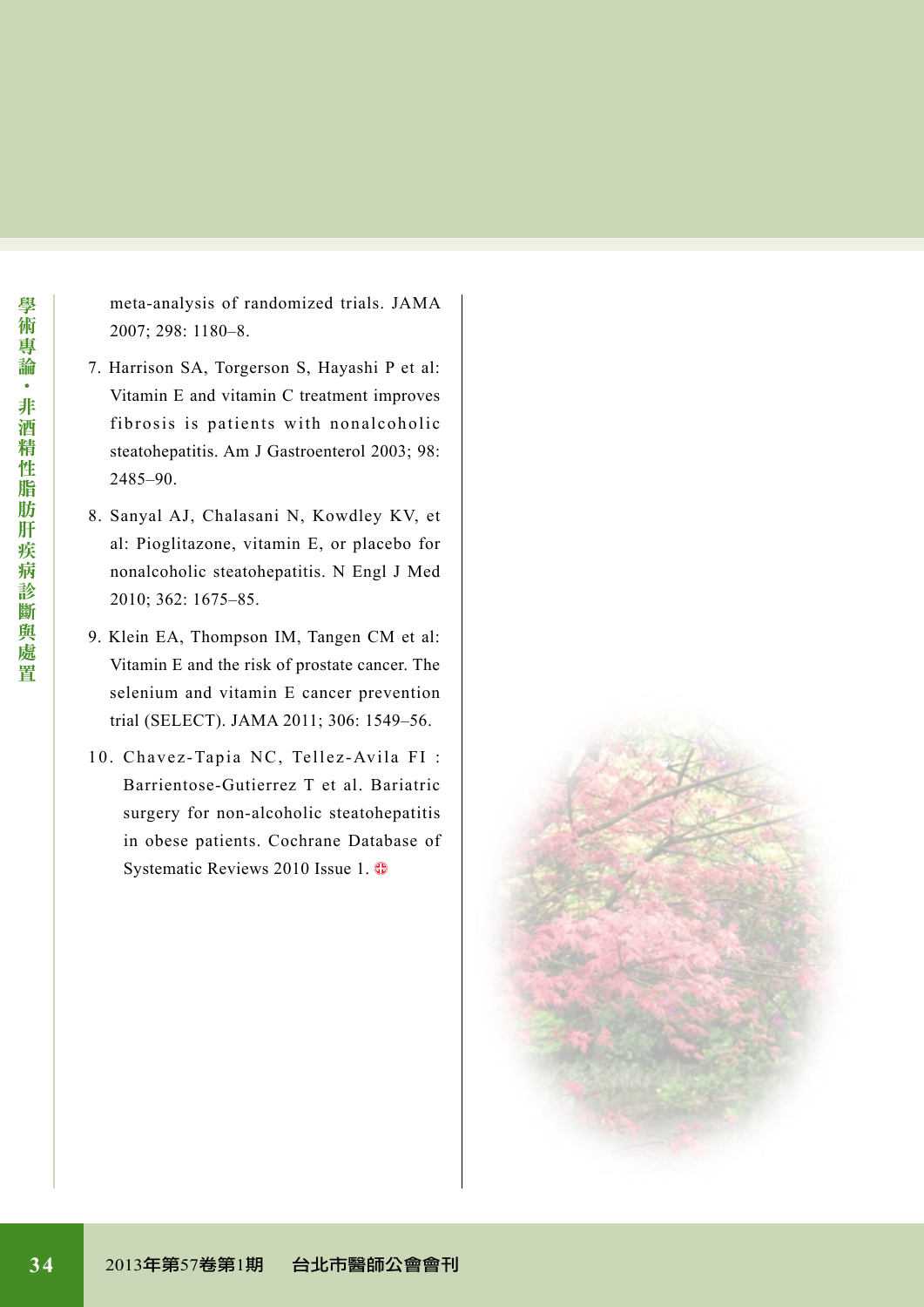meta-analysis of randomized trials. JAMA 2007; 298: 1180–8.

7. Harrison SA, Torgerson S, Hayashi P et al: Vitamin E and vitamin C treatment improves fibrosis is patients with nonalcoholic steatohepatitis. Am J Gastroenterol 2003; 98: 2485–90.

8. Sanyal AJ, Chalasani N, Kowdley KV, et al: Pioglitazone, vitamin E, or placebo for nonalcoholic steatohepatitis. N Engl J Med 2010; 362: 1675–85.

9. Klein EA, Thompson IM, Tangen CM et al: Vitamin E and the risk of prostate cancer. The selenium and vitamin E cancer prevention trial (SELECT). JAMA 2011; 306: 1549–56.

10. Chavez-Tapia NC, Tellez-Avila FI : Barrientose-Gutierrez T et al. Bariatric surgery for non-alcoholic steatohepatitis in obese patients. Cochrane Database of Systematic Reviews 2010 Issue 1.